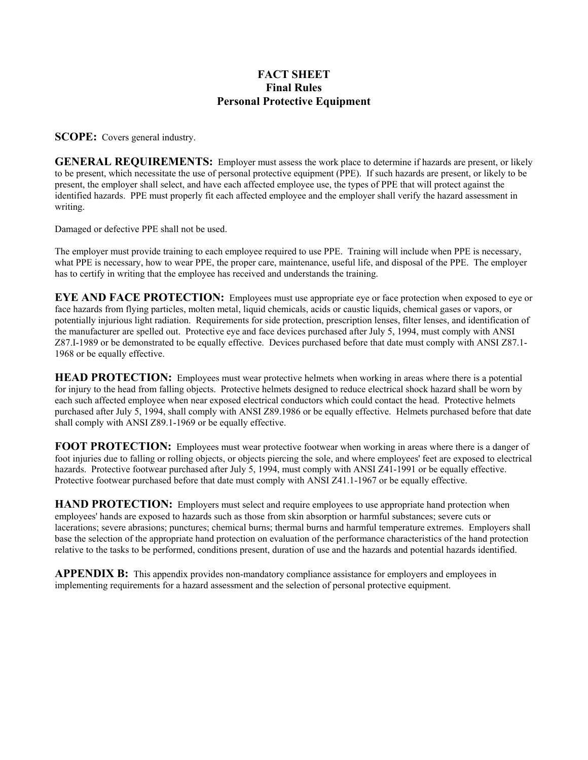# FACT SHEET
# Final Rules
# Personal Protective Equipment

**SCOPE:** Covers general industry.

**GENERAL REQUIREMENTS:** Employer must assess the work place to determine if hazards are present, or likely to be present, which necessitate the use of personal protective equipment (PPE). If such hazards are present, or likely to be present, the employer shall select, and have each affected employee use, the types of PPE that will protect against the identified hazards. PPE must properly fit each affected employee and the employer shall verify the hazard assessment in writing.

Damaged or defective PPE shall not be used.

The employer must provide training to each employee required to use PPE. Training will include when PPE is necessary, what PPE is necessary, how to wear PPE, the proper care, maintenance, useful life, and disposal of the PPE. The employer has to certify in writing that the employee has received and understands the training.

**EYE AND FACE PROTECTION:** Employees must use appropriate eye or face protection when exposed to eye or face hazards from flying particles, molten metal, liquid chemicals, acids or caustic liquids, chemical gases or vapors, or potentially injurious light radiation. Requirements for side protection, prescription lenses, filter lenses, and identification of the manufacturer are spelled out. Protective eye and face devices purchased after July 5, 1994, must comply with ANSI Z87.I-1989 or be demonstrated to be equally effective. Devices purchased before that date must comply with ANSI Z87.1-1968 or be equally effective.

**HEAD PROTECTION:** Employees must wear protective helmets when working in areas where there is a potential for injury to the head from falling objects. Protective helmets designed to reduce electrical shock hazard shall be worn by each such affected employee when near exposed electrical conductors which could contact the head. Protective helmets purchased after July 5, 1994, shall comply with ANSI Z89.1986 or be equally effective. Helmets purchased before that date shall comply with ANSI Z89.1-1969 or be equally effective.

**FOOT PROTECTION:** Employees must wear protective footwear when working in areas where there is a danger of foot injuries due to falling or rolling objects, or objects piercing the sole, and where employees' feet are exposed to electrical hazards. Protective footwear purchased after July 5, 1994, must comply with ANSI Z41-1991 or be equally effective. Protective footwear purchased before that date must comply with ANSI Z41.1-1967 or be equally effective.

**HAND PROTECTION:** Employers must select and require employees to use appropriate hand protection when employees' hands are exposed to hazards such as those from skin absorption or harmful substances; severe cuts or lacerations; severe abrasions; punctures; chemical burns; thermal burns and harmful temperature extremes. Employers shall base the selection of the appropriate hand protection on evaluation of the performance characteristics of the hand protection relative to the tasks to be performed, conditions present, duration of use and the hazards and potential hazards identified.

**APPENDIX B:** This appendix provides non-mandatory compliance assistance for employers and employees in implementing requirements for a hazard assessment and the selection of personal protective equipment.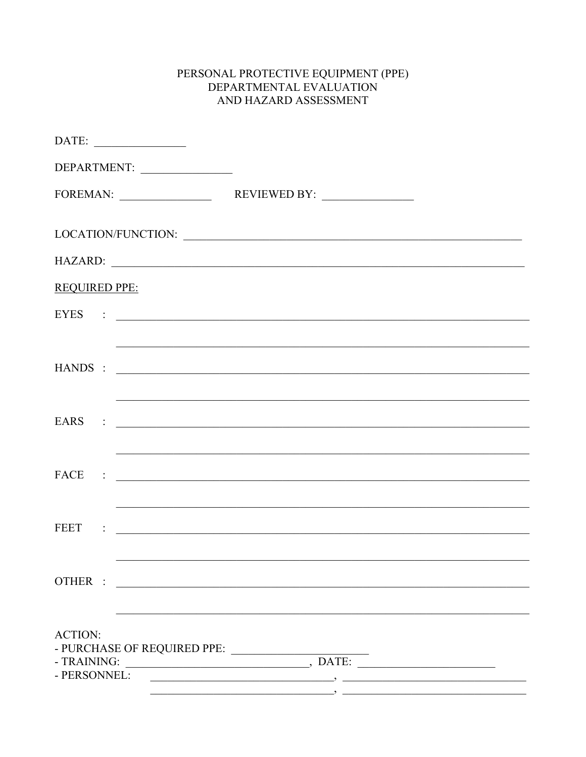# PERSONAL PROTECTIVE EQUIPMENT (PPE) DEPARTMENTAL EVALUATION AND HAZARD ASSESSMENT

DATE: ________________

DEPARTMENT: ________________

FOREMAN: ________________ REVIEWED BY: ________________

LOCATION/FUNCTION: ____________________________________________________________

HAZARD: ______________________________________________________________________

<u>REQUIRED PPE:</u>

EYES : ______________________________________________________________________

______________________________________________________________________

HANDS : ______________________________________________________________________

______________________________________________________________________

EARS : ______________________________________________________________________

______________________________________________________________________

FACE : ______________________________________________________________________

______________________________________________________________________

FEET : ______________________________________________________________________

______________________________________________________________________

OTHER : ______________________________________________________________________

______________________________________________________________________

ACTION:
- PURCHASE OF REQUIRED PPE: ________________________
- TRAINING: ________________________________, DATE: ________________________
- PERSONNEL: ________________________________, ________________________________

________________________________, ________________________________